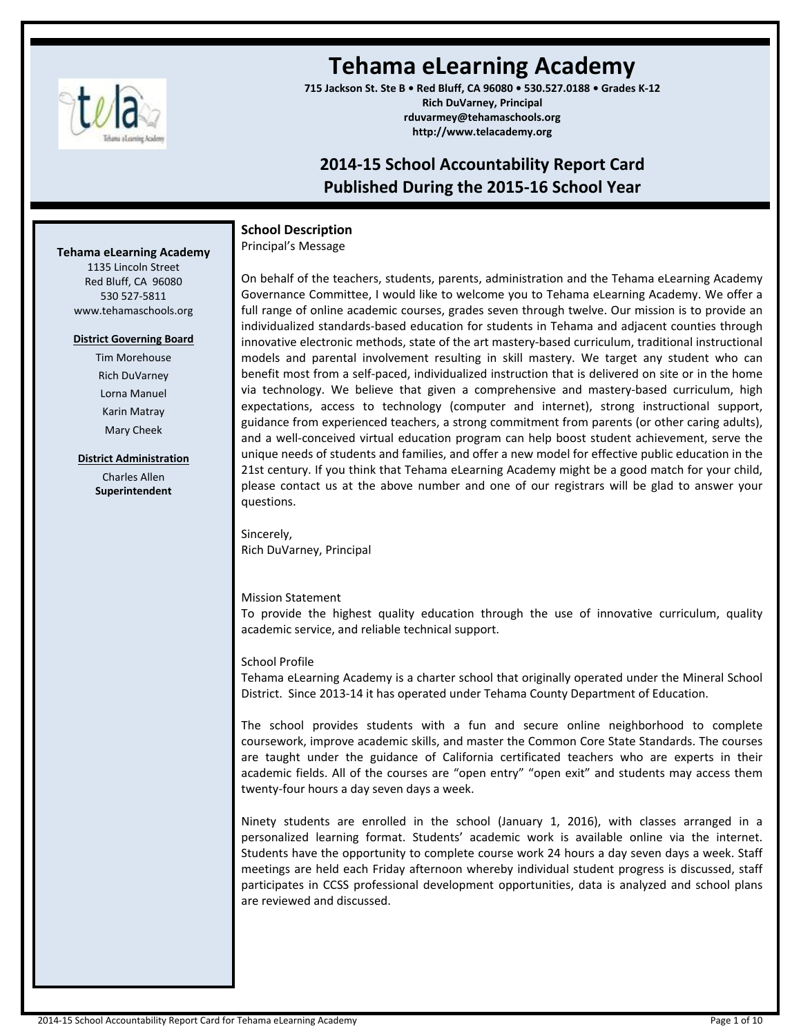# Tehama eLearning Academy

**715 Jackson St. Ste B • Red Bluff, CA 96080 • 530.527.0188 • Grades K-12**
**Rich DuVarney, Principal**
**rduvarmey@tehamaschools.org**
**http://www.telacademy.org**

## 2014-15 School Accountability Report Card
## Published During the 2015-16 School Year

**Tehama eLearning Academy**
1135 Lincoln Street
Red Bluff, CA 96080
530 527-5811
www.tehamaschools.org

**District Governing Board**

Tim Morehouse
Rich DuVarney
Lorna Manuel
Karin Matray
Mary Cheek

**District Administration**

Charles Allen
**Superintendent**

### School Description

Principal's Message

On behalf of the teachers, students, parents, administration and the Tehama eLearning Academy Governance Committee, I would like to welcome you to Tehama eLearning Academy. We offer a full range of online academic courses, grades seven through twelve. Our mission is to provide an individualized standards-based education for students in Tehama and adjacent counties through innovative electronic methods, state of the art mastery-based curriculum, traditional instructional models and parental involvement resulting in skill mastery. We target any student who can benefit most from a self-paced, individualized instruction that is delivered on site or in the home via technology. We believe that given a comprehensive and mastery-based curriculum, high expectations, access to technology (computer and internet), strong instructional support, guidance from experienced teachers, a strong commitment from parents (or other caring adults), and a well-conceived virtual education program can help boost student achievement, serve the unique needs of students and families, and offer a new model for effective public education in the 21st century. If you think that Tehama eLearning Academy might be a good match for your child, please contact us at the above number and one of our registrars will be glad to answer your questions.

Sincerely,
Rich DuVarney, Principal

Mission Statement
To provide the highest quality education through the use of innovative curriculum, quality academic service, and reliable technical support.

School Profile
Tehama eLearning Academy is a charter school that originally operated under the Mineral School District. Since 2013-14 it has operated under Tehama County Department of Education.

The school provides students with a fun and secure online neighborhood to complete coursework, improve academic skills, and master the Common Core State Standards. The courses are taught under the guidance of California certificated teachers who are experts in their academic fields. All of the courses are "open entry" "open exit" and students may access them twenty-four hours a day seven days a week.

Ninety students are enrolled in the school (January 1, 2016), with classes arranged in a personalized learning format. Students' academic work is available online via the internet. Students have the opportunity to complete course work 24 hours a day seven days a week. Staff meetings are held each Friday afternoon whereby individual student progress is discussed, staff participates in CCSS professional development opportunities, data is analyzed and school plans are reviewed and discussed.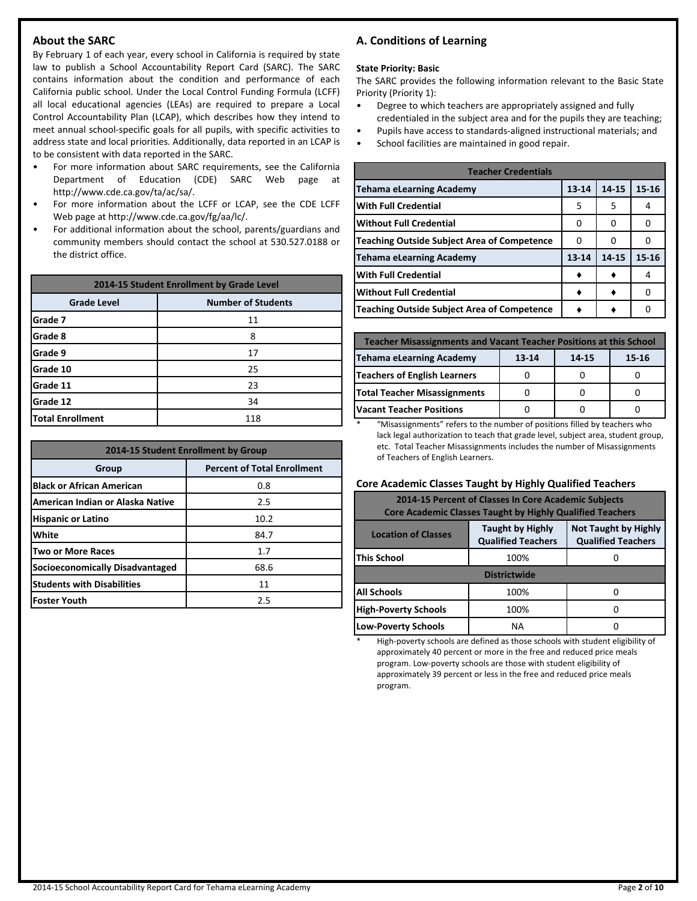## About the SARC

By February 1 of each year, every school in California is required by state law to publish a School Accountability Report Card (SARC). The SARC contains information about the condition and performance of each California public school. Under the Local Control Funding Formula (LCFF) all local educational agencies (LEAs) are required to prepare a Local Control Accountability Plan (LCAP), which describes how they intend to meet annual school-specific goals for all pupils, with specific activities to address state and local priorities. Additionally, data reported in an LCAP is to be consistent with data reported in the SARC.

- For more information about SARC requirements, see the California Department of Education (CDE) SARC Web page at http://www.cde.ca.gov/ta/ac/sa/.
- For more information about the LCFF or LCAP, see the CDE LCFF Web page at http://www.cde.ca.gov/fg/aa/lc/.
- For additional information about the school, parents/guardians and community members should contact the school at 530.527.0188 or the district office.

| 2014-15 Student Enrollment by Grade Level | |
|---|---|
| **Grade Level** | **Number of Students** |
| Grade 7 | 11 |
| Grade 8 | 8 |
| Grade 9 | 17 |
| Grade 10 | 25 |
| Grade 11 | 23 |
| Grade 12 | 34 |
| Total Enrollment | 118 |

| 2014-15 Student Enrollment by Group | |
|---|---|
| **Group** | **Percent of Total Enrollment** |
| Black or African American | 0.8 |
| American Indian or Alaska Native | 2.5 |
| Hispanic or Latino | 10.2 |
| White | 84.7 |
| Two or More Races | 1.7 |
| Socioeconomically Disadvantaged | 68.6 |
| Students with Disabilities | 11 |
| Foster Youth | 2.5 |

## A. Conditions of Learning

**State Priority: Basic**

The SARC provides the following information relevant to the Basic State Priority (Priority 1):

- Degree to which teachers are appropriately assigned and fully credentialed in the subject area and for the pupils they are teaching;
- Pupils have access to standards-aligned instructional materials; and
- School facilities are maintained in good repair.

| Teacher Credentials | | | |
|---|---|---|---|
| **Tehama eLearning Academy** | **13-14** | **14-15** | **15-16** |
| With Full Credential | 5 | 5 | 4 |
| Without Full Credential | 0 | 0 | 0 |
| Teaching Outside Subject Area of Competence | 0 | 0 | 0 |
| **Tehama eLearning Academy** | **13-14** | **14-15** | **15-16** |
| With Full Credential | ♦ | ♦ | 4 |
| Without Full Credential | ♦ | ♦ | 0 |
| Teaching Outside Subject Area of Competence | ♦ | ♦ | 0 |

| Teacher Misassignments and Vacant Teacher Positions at this School | | | |
|---|---|---|---|
| **Tehama eLearning Academy** | **13-14** | **14-15** | **15-16** |
| Teachers of English Learners | 0 | 0 | 0 |
| Total Teacher Misassignments | 0 | 0 | 0 |
| Vacant Teacher Positions | 0 | 0 | 0 |

\* "Misassignments" refers to the number of positions filled by teachers who lack legal authorization to teach that grade level, subject area, student group, etc. Total Teacher Misassignments includes the number of Misassignments of Teachers of English Learners.

### Core Academic Classes Taught by Highly Qualified Teachers

| 2014-15 Percent of Classes In Core Academic Subjects Core Academic Classes Taught by Highly Qualified Teachers | | |
|---|---|---|
| **Location of Classes** | **Taught by Highly Qualified Teachers** | **Not Taught by Highly Qualified Teachers** |
| This School | 100% | 0 |
| **Districtwide** | | |
| All Schools | 100% | 0 |
| High-Poverty Schools | 100% | 0 |
| Low-Poverty Schools | NA | 0 |

\* High-poverty schools are defined as those schools with student eligibility of approximately 40 percent or more in the free and reduced price meals program. Low-poverty schools are those with student eligibility of approximately 39 percent or less in the free and reduced price meals program.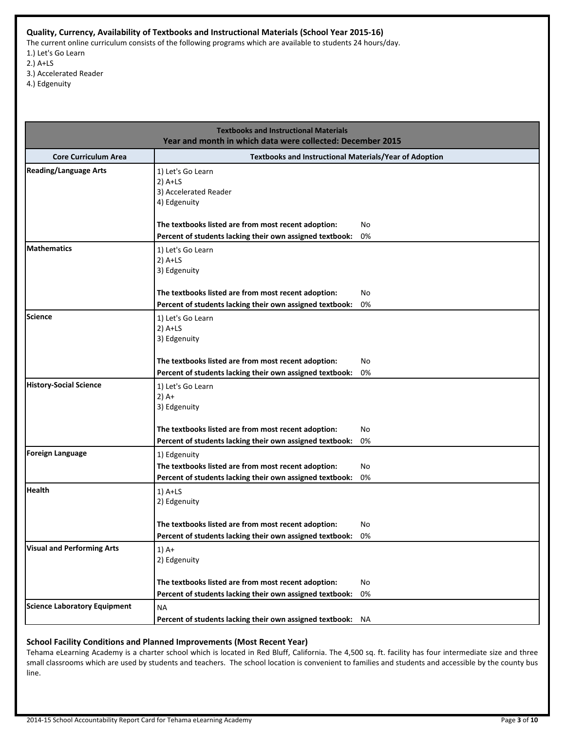### Quality, Currency, Availability of Textbooks and Instructional Materials (School Year 2015-16)

The current online curriculum consists of the following programs which are available to students 24 hours/day.

1.) Let's Go Learn
2.) A+LS
3.) Accelerated Reader
4.) Edgenuity

| Textbooks and Instructional Materials<br>Year and month in which data were collected: December 2015 | |
|---|---|
| **Core Curriculum Area** | **Textbooks and Instructional Materials/Year of Adoption** |
| **Reading/Language Arts** | 1) Let's Go Learn<br>2) A+LS<br>3) Accelerated Reader<br>4) Edgenuity<br><br>**The textbooks listed are from most recent adoption:** No<br>**Percent of students lacking their own assigned textbook:** 0% |
| **Mathematics** | 1) Let's Go Learn<br>2) A+LS<br>3) Edgenuity<br><br>**The textbooks listed are from most recent adoption:** No<br>**Percent of students lacking their own assigned textbook:** 0% |
| **Science** | 1) Let's Go Learn<br>2) A+LS<br>3) Edgenuity<br><br>**The textbooks listed are from most recent adoption:** No<br>**Percent of students lacking their own assigned textbook:** 0% |
| **History-Social Science** | 1) Let's Go Learn<br>2) A+<br>3) Edgenuity<br><br>**The textbooks listed are from most recent adoption:** No<br>**Percent of students lacking their own assigned textbook:** 0% |
| **Foreign Language** | 1) Edgenuity<br>**The textbooks listed are from most recent adoption:** No<br>**Percent of students lacking their own assigned textbook:** 0% |
| **Health** | 1) A+LS<br>2) Edgenuity<br><br>**The textbooks listed are from most recent adoption:** No<br>**Percent of students lacking their own assigned textbook:** 0% |
| **Visual and Performing Arts** | 1) A+<br>2) Edgenuity<br><br>**The textbooks listed are from most recent adoption:** No<br>**Percent of students lacking their own assigned textbook:** 0% |
| **Science Laboratory Equipment** | NA<br>**Percent of students lacking their own assigned textbook:** NA |

### School Facility Conditions and Planned Improvements (Most Recent Year)

Tehama eLearning Academy is a charter school which is located in Red Bluff, California. The 4,500 sq. ft. facility has four intermediate size and three small classrooms which are used by students and teachers. The school location is convenient to families and students and accessible by the county bus line.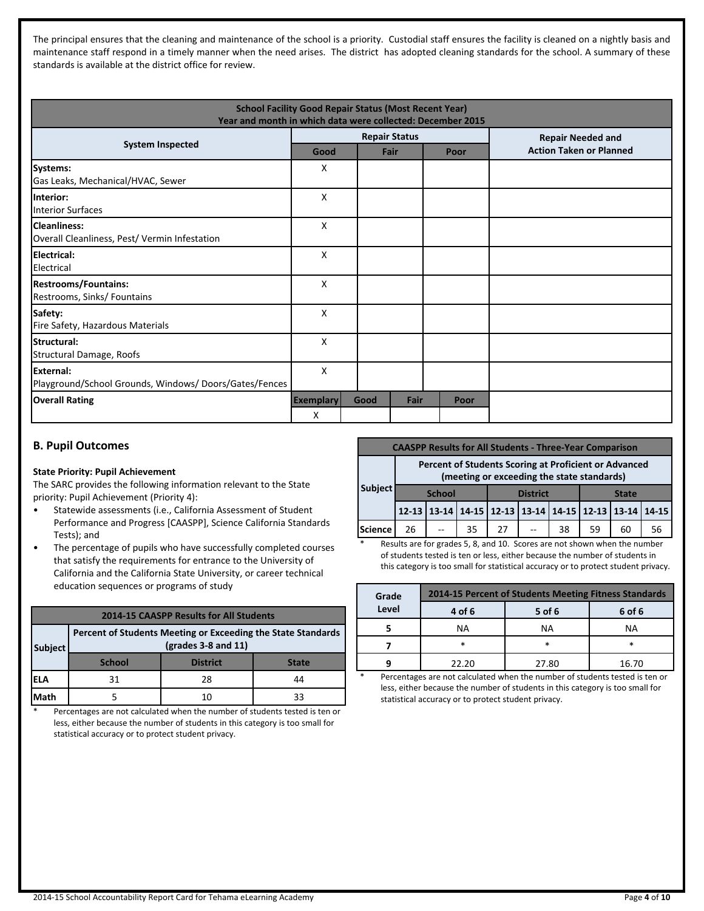The principal ensures that the cleaning and maintenance of the school is a priority. Custodial staff ensures the facility is cleaned on a nightly basis and maintenance staff respond in a timely manner when the need arises. The district has adopted cleaning standards for the school. A summary of these standards is available at the district office for review.

| School Facility Good Repair Status (Most Recent Year)<br>Year and month in which data were collected: December 2015 | | | | |
|---|---|---|---|---|
| **System Inspected** | **Repair Status** | | | **Repair Needed and Action Taken or Planned** |
| | **Good** | **Fair** | **Poor** | |
| **Systems:** Gas Leaks, Mechanical/HVAC, Sewer | X | | | |
| **Interior:** Interior Surfaces | X | | | |
| **Cleanliness:** Overall Cleanliness, Pest/ Vermin Infestation | X | | | |
| **Electrical:** Electrical | X | | | |
| **Restrooms/Fountains:** Restrooms, Sinks/ Fountains | X | | | |
| **Safety:** Fire Safety, Hazardous Materials | X | | | |
| **Structural:** Structural Damage, Roofs | X | | | |
| **External:** Playground/School Grounds, Windows/ Doors/Gates/Fences | X | | | |

| **Overall Rating** | **Exemplary** | **Good** | **Fair** | **Poor** |
|---|---|---|---|---|
| | X | | | |

## B. Pupil Outcomes

**State Priority: Pupil Achievement**

The SARC provides the following information relevant to the State priority: Pupil Achievement (Priority 4):

- Statewide assessments (i.e., California Assessment of Student Performance and Progress [CAASPP], Science California Standards Tests); and
- The percentage of pupils who have successfully completed courses that satisfy the requirements for entrance to the University of California and the California State University, or career technical education sequences or programs of study

| 2014-15 CAASPP Results for All Students | | | |
|---|---|---|---|
| **Subject** | **Percent of Students Meeting or Exceeding the State Standards (grades 3-8 and 11)** | | |
| | **School** | **District** | **State** |
| **ELA** | 31 | 28 | 44 |
| **Math** | 5 | 10 | 33 |

\* Percentages are not calculated when the number of students tested is ten or less, either because the number of students in this category is too small for statistical accuracy or to protect student privacy.

| CAASPP Results for All Students - Three-Year Comparison | | | | | | | | | |
|---|---|---|---|---|---|---|---|---|---|
| **Subject** | **Percent of Students Scoring at Proficient or Advanced (meeting or exceeding the state standards)** | | | | | | | | |
| | **School** | | | **District** | | | **State** | | |
| | **12-13** | **13-14** | **14-15** | **12-13** | **13-14** | **14-15** | **12-13** | **13-14** | **14-15** |
| **Science** | 26 | -- | 35 | 27 | -- | 38 | 59 | 60 | 56 |

\* Results are for grades 5, 8, and 10. Scores are not shown when the number of students tested is ten or less, either because the number of students in this category is too small for statistical accuracy or to protect student privacy.

| **Grade Level** | **2014-15 Percent of Students Meeting Fitness Standards** | | |
|---|---|---|---|
| | **4 of 6** | **5 of 6** | **6 of 6** |
| **5** | NA | NA | NA |
| **7** | * | * | * |
| **9** | 22.20 | 27.80 | 16.70 |

\* Percentages are not calculated when the number of students tested is ten or less, either because the number of students in this category is too small for statistical accuracy or to protect student privacy.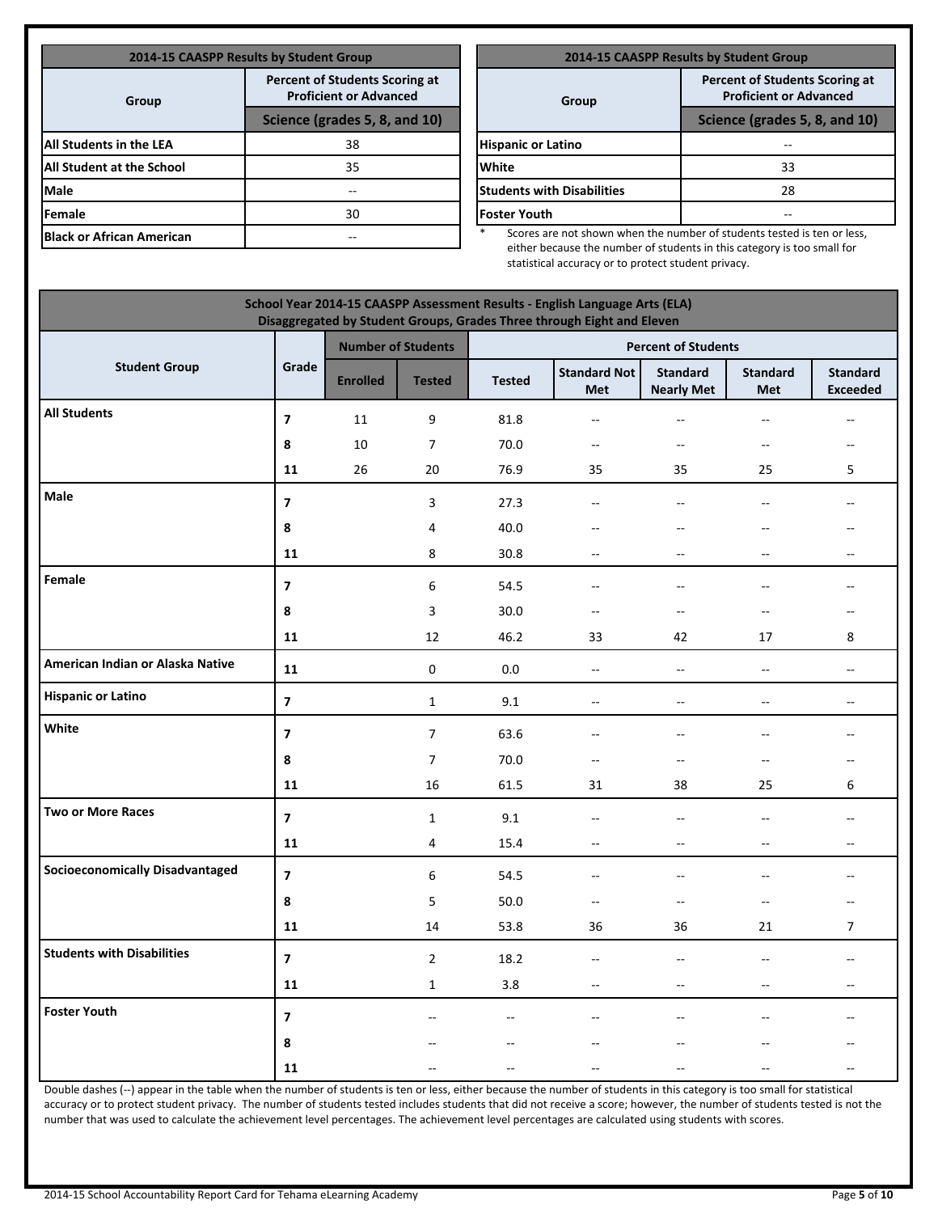| 2014-15 CAASPP Results by Student Group | |
|---|---|
| **Group** | **Percent of Students Scoring at Proficient or Advanced** |
| | **Science (grades 5, 8, and 10)** |
| **All Students in the LEA** | 38 |
| **All Student at the School** | 35 |
| **Male** | -- |
| **Female** | 30 |
| **Black or African American** | -- |

| 2014-15 CAASPP Results by Student Group | |
|---|---|
| **Group** | **Percent of Students Scoring at Proficient or Advanced** |
| | **Science (grades 5, 8, and 10)** |
| **Hispanic or Latino** | -- |
| **White** | 33 |
| **Students with Disabilities** | 28 |
| **Foster Youth** | -- |

\* Scores are not shown when the number of students tested is ten or less, either because the number of students in this category is too small for statistical accuracy or to protect student privacy.

| School Year 2014-15 CAASPP Assessment Results - English Language Arts (ELA) Disaggregated by Student Groups, Grades Three through Eight and Eleven | | | | | | | | |
|---|---|---|---|---|---|---|---|---|
| **Student Group** | **Grade** | **Number of Students** | | **Percent of Students** | | | | |
| | | **Enrolled** | **Tested** | **Tested** | **Standard Not Met** | **Standard Nearly Met** | **Standard Met** | **Standard Exceeded** |
| **All Students** | 7 | 11 | 9 | 81.8 | -- | -- | -- | -- |
| | 8 | 10 | 7 | 70.0 | -- | -- | -- | -- |
| | 11 | 26 | 20 | 76.9 | 35 | 35 | 25 | 5 |
| **Male** | 7 | | 3 | 27.3 | -- | -- | -- | -- |
| | 8 | | 4 | 40.0 | -- | -- | -- | -- |
| | 11 | | 8 | 30.8 | -- | -- | -- | -- |
| **Female** | 7 | | 6 | 54.5 | -- | -- | -- | -- |
| | 8 | | 3 | 30.0 | -- | -- | -- | -- |
| | 11 | | 12 | 46.2 | 33 | 42 | 17 | 8 |
| **American Indian or Alaska Native** | 11 | | 0 | 0.0 | -- | -- | -- | -- |
| **Hispanic or Latino** | 7 | | 1 | 9.1 | -- | -- | -- | -- |
| **White** | 7 | | 7 | 63.6 | -- | -- | -- | -- |
| | 8 | | 7 | 70.0 | -- | -- | -- | -- |
| | 11 | | 16 | 61.5 | 31 | 38 | 25 | 6 |
| **Two or More Races** | 7 | | 1 | 9.1 | -- | -- | -- | -- |
| | 11 | | 4 | 15.4 | -- | -- | -- | -- |
| **Socioeconomically Disadvantaged** | 7 | | 6 | 54.5 | -- | -- | -- | -- |
| | 8 | | 5 | 50.0 | -- | -- | -- | -- |
| | 11 | | 14 | 53.8 | 36 | 36 | 21 | 7 |
| **Students with Disabilities** | 7 | | 2 | 18.2 | -- | -- | -- | -- |
| | 11 | | 1 | 3.8 | -- | -- | -- | -- |
| **Foster Youth** | 7 | | -- | -- | -- | -- | -- | -- |
| | 8 | | -- | -- | -- | -- | -- | -- |
| | 11 | | -- | -- | -- | -- | -- | -- |

Double dashes (--) appear in the table when the number of students is ten or less, either because the number of students in this category is too small for statistical accuracy or to protect student privacy. The number of students tested includes students that did not receive a score; however, the number of students tested is not the number that was used to calculate the achievement level percentages. The achievement level percentages are calculated using students with scores.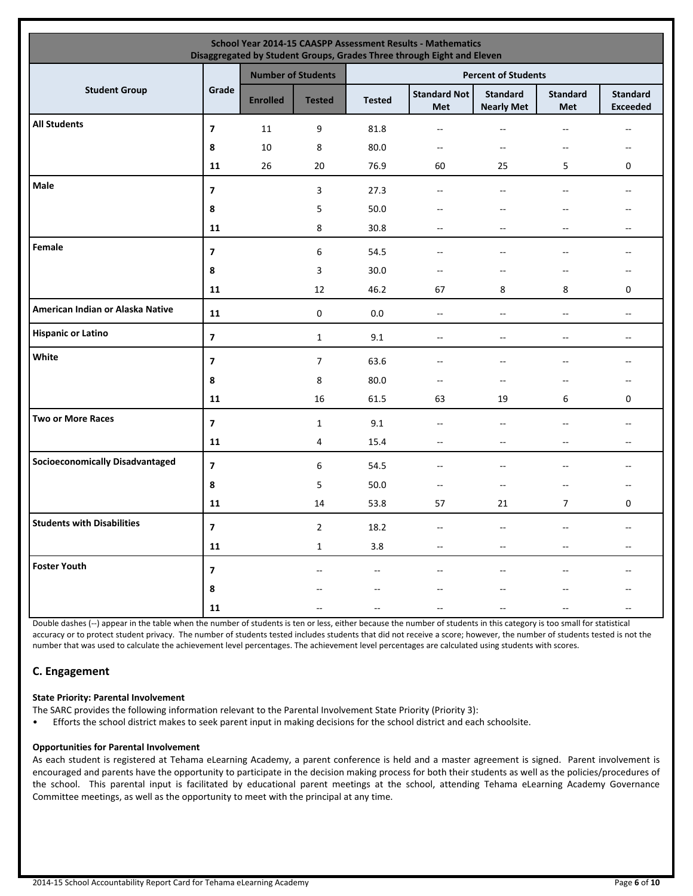| School Year 2014-15 CAASPP Assessment Results - Mathematics<br>Disaggregated by Student Groups, Grades Three through Eight and Eleven | | | | | | | | |
|---|---|---|---|---|---|---|---|---|
| **Student Group** | **Grade** | **Number of Students** | | **Percent of Students** | | | | |
| | | **Enrolled** | **Tested** | **Tested** | **Standard Not Met** | **Standard Nearly Met** | **Standard Met** | **Standard Exceeded** |
| **All Students** | **7** | 11 | 9 | 81.8 | -- | -- | -- | -- |
| | **8** | 10 | 8 | 80.0 | -- | -- | -- | -- |
| | **11** | 26 | 20 | 76.9 | 60 | 25 | 5 | 0 |
| **Male** | **7** | | 3 | 27.3 | -- | -- | -- | -- |
| | **8** | | 5 | 50.0 | -- | -- | -- | -- |
| | **11** | | 8 | 30.8 | -- | -- | -- | -- |
| **Female** | **7** | | 6 | 54.5 | -- | -- | -- | -- |
| | **8** | | 3 | 30.0 | -- | -- | -- | -- |
| | **11** | | 12 | 46.2 | 67 | 8 | 8 | 0 |
| **American Indian or Alaska Native** | **11** | | 0 | 0.0 | -- | -- | -- | -- |
| **Hispanic or Latino** | **7** | | 1 | 9.1 | -- | -- | -- | -- |
| **White** | **7** | | 7 | 63.6 | -- | -- | -- | -- |
| | **8** | | 8 | 80.0 | -- | -- | -- | -- |
| | **11** | | 16 | 61.5 | 63 | 19 | 6 | 0 |
| **Two or More Races** | **7** | | 1 | 9.1 | -- | -- | -- | -- |
| | **11** | | 4 | 15.4 | -- | -- | -- | -- |
| **Socioeconomically Disadvantaged** | **7** | | 6 | 54.5 | -- | -- | -- | -- |
| | **8** | | 5 | 50.0 | -- | -- | -- | -- |
| | **11** | | 14 | 53.8 | 57 | 21 | 7 | 0 |
| **Students with Disabilities** | **7** | | 2 | 18.2 | -- | -- | -- | -- |
| | **11** | | 1 | 3.8 | -- | -- | -- | -- |
| **Foster Youth** | **7** | | -- | -- | -- | -- | -- | -- |
| | **8** | | -- | -- | -- | -- | -- | -- |
| | **11** | | -- | -- | -- | -- | -- | -- |

Double dashes (--) appear in the table when the number of students is ten or less, either because the number of students in this category is too small for statistical accuracy or to protect student privacy. The number of students tested includes students that did not receive a score; however, the number of students tested is not the number that was used to calculate the achievement level percentages. The achievement level percentages are calculated using students with scores.

## C. Engagement

**State Priority: Parental Involvement**

The SARC provides the following information relevant to the Parental Involvement State Priority (Priority 3):

- Efforts the school district makes to seek parent input in making decisions for the school district and each schoolsite.

**Opportunities for Parental Involvement**

As each student is registered at Tehama eLearning Academy, a parent conference is held and a master agreement is signed. Parent involvement is encouraged and parents have the opportunity to participate in the decision making process for both their students as well as the policies/procedures of the school. This parental input is facilitated by educational parent meetings at the school, attending Tehama eLearning Academy Governance Committee meetings, as well as the opportunity to meet with the principal at any time.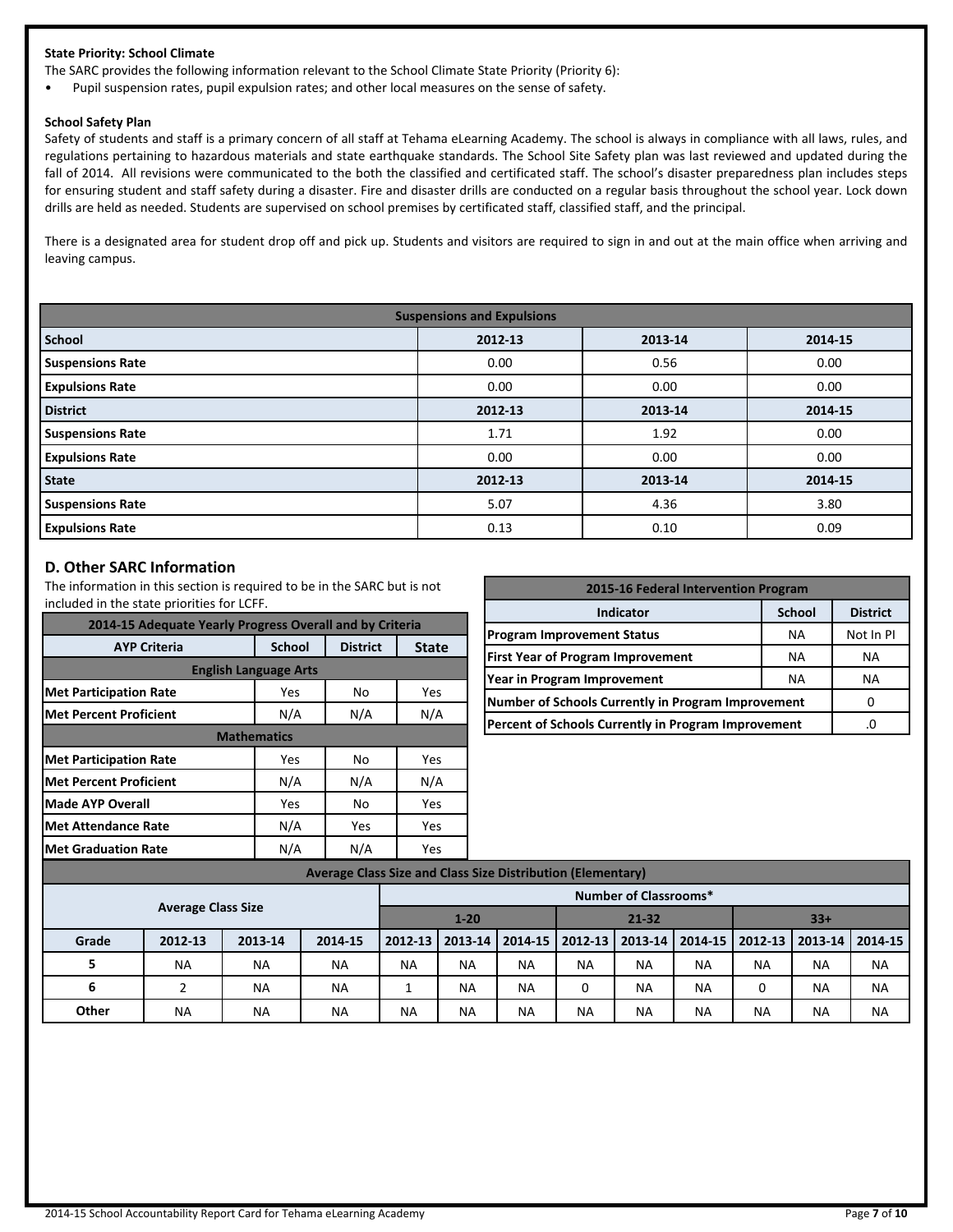**State Priority: School Climate**

The SARC provides the following information relevant to the School Climate State Priority (Priority 6):

- Pupil suspension rates, pupil expulsion rates; and other local measures on the sense of safety.

**School Safety Plan**

Safety of students and staff is a primary concern of all staff at Tehama eLearning Academy. The school is always in compliance with all laws, rules, and regulations pertaining to hazardous materials and state earthquake standards. The School Site Safety plan was last reviewed and updated during the fall of 2014. All revisions were communicated to the both the classified and certificated staff. The school's disaster preparedness plan includes steps for ensuring student and staff safety during a disaster. Fire and disaster drills are conducted on a regular basis throughout the school year. Lock down drills are held as needed. Students are supervised on school premises by certificated staff, classified staff, and the principal.

There is a designated area for student drop off and pick up. Students and visitors are required to sign in and out at the main office when arriving and leaving campus.

| Suspensions and Expulsions | | | |
|---|---|---|---|
| **School** | **2012-13** | **2013-14** | **2014-15** |
| **Suspensions Rate** | 0.00 | 0.56 | 0.00 |
| **Expulsions Rate** | 0.00 | 0.00 | 0.00 |
| **District** | **2012-13** | **2013-14** | **2014-15** |
| **Suspensions Rate** | 1.71 | 1.92 | 0.00 |
| **Expulsions Rate** | 0.00 | 0.00 | 0.00 |
| **State** | **2012-13** | **2013-14** | **2014-15** |
| **Suspensions Rate** | 5.07 | 4.36 | 3.80 |
| **Expulsions Rate** | 0.13 | 0.10 | 0.09 |

## D. Other SARC Information

The information in this section is required to be in the SARC but is not included in the state priorities for LCFF.

| 2014-15 Adequate Yearly Progress Overall and by Criteria | | | |
|---|---|---|---|
| **AYP Criteria** | **School** | **District** | **State** |
| **English Language Arts** | | | |
| **Met Participation Rate** | Yes | No | Yes |
| **Met Percent Proficient** | N/A | N/A | N/A |
| **Mathematics** | | | |
| **Met Participation Rate** | Yes | No | Yes |
| **Met Percent Proficient** | N/A | N/A | N/A |
| **Made AYP Overall** | Yes | No | Yes |
| **Met Attendance Rate** | N/A | Yes | Yes |
| **Met Graduation Rate** | N/A | N/A | Yes |

| 2015-16 Federal Intervention Program | | |
|---|---|---|
| **Indicator** | **School** | **District** |
| **Program Improvement Status** | NA | Not In PI |
| **First Year of Program Improvement** | NA | NA |
| **Year in Program Improvement** | NA | NA |
| **Number of Schools Currently in Program Improvement** | | 0 |
| **Percent of Schools Currently in Program Improvement** | | .0 |

| Average Class Size and Class Size Distribution (Elementary) | | | | | | | | | | | | |
|---|---|---|---|---|---|---|---|---|---|---|---|---|
| | **Average Class Size** | | | **Number of Classrooms*** | | | | | | | | |
| | | | | **1-20** | | | **21-32** | | | **33+** | | |
| **Grade** | **2012-13** | **2013-14** | **2014-15** | **2012-13** | **2013-14** | **2014-15** | **2012-13** | **2013-14** | **2014-15** | **2012-13** | **2013-14** | **2014-15** |
| **5** | NA | NA | NA | NA | NA | NA | NA | NA | NA | NA | NA | NA |
| **6** | 2 | NA | NA | 1 | NA | NA | 0 | NA | NA | 0 | NA | NA |
| **Other** | NA | NA | NA | NA | NA | NA | NA | NA | NA | NA | NA | NA |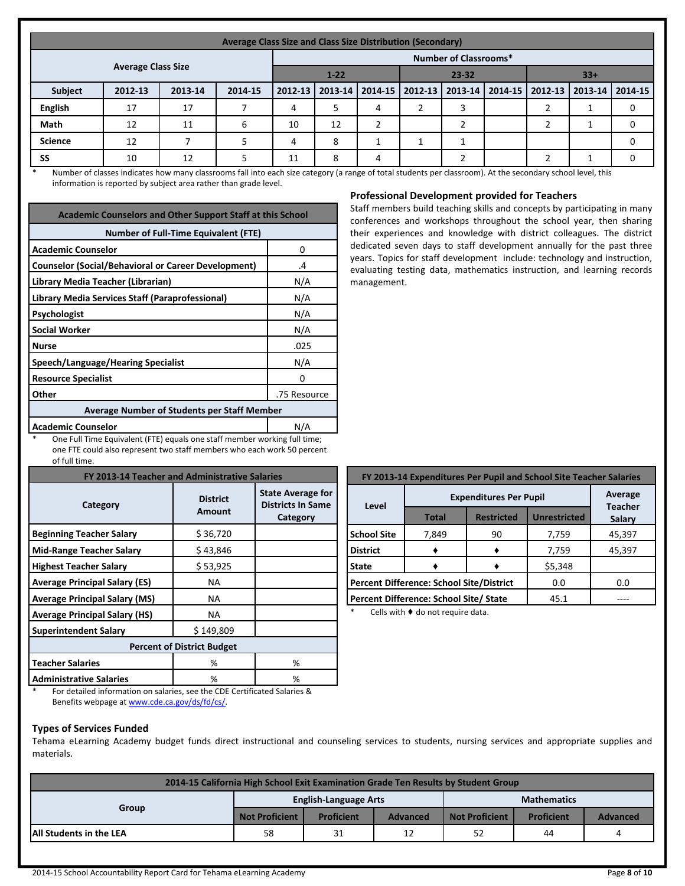| Average Class Size and Class Size Distribution (Secondary) | | | | | | | | | | | | |
|---|---|---|---|---|---|---|---|---|---|---|---|---|
| Average Class Size | | | | Number of Classrooms* | | | | | | | | |
| | | | | 1-22 | | | 23-32 | | | 33+ | | |
| Subject | 2012-13 | 2013-14 | 2014-15 | 2012-13 | 2013-14 | 2014-15 | 2012-13 | 2013-14 | 2014-15 | 2012-13 | 2013-14 | 2014-15 |
| English | 17 | 17 | 7 | 4 | 5 | 4 | 2 | 3 | | 2 | 1 | 0 |
| Math | 12 | 11 | 6 | 10 | 12 | 2 | | 2 | | 2 | 1 | 0 |
| Science | 12 | 7 | 5 | 4 | 8 | 1 | 1 | 1 | | | | 0 |
| SS | 10 | 12 | 5 | 11 | 8 | 4 | | 2 | | 2 | 1 | 0 |

\* Number of classes indicates how many classrooms fall into each size category (a range of total students per classroom). At the secondary school level, this information is reported by subject area rather than grade level.

| Academic Counselors and Other Support Staff at this School | |
|---|---|
| Number of Full-Time Equivalent (FTE) | |
| Academic Counselor | 0 |
| Counselor (Social/Behavioral or Career Development) | .4 |
| Library Media Teacher (Librarian) | N/A |
| Library Media Services Staff (Paraprofessional) | N/A |
| Psychologist | N/A |
| Social Worker | N/A |
| Nurse | .025 |
| Speech/Language/Hearing Specialist | N/A |
| Resource Specialist | 0 |
| Other | .75 Resource |
| Average Number of Students per Staff Member | |
| Academic Counselor | N/A |

\* One Full Time Equivalent (FTE) equals one staff member working full time; one FTE could also represent two staff members who each work 50 percent of full time.

## Professional Development provided for Teachers

Staff members build teaching skills and concepts by participating in many conferences and workshops throughout the school year, then sharing their experiences and knowledge with district colleagues. The district dedicated seven days to staff development annually for the past three years. Topics for staff development include: technology and instruction, evaluating testing data, mathematics instruction, and learning records management.

| FY 2013-14 Teacher and Administrative Salaries | | |
|---|---|---|
| Category | District Amount | State Average for Districts In Same Category |
| Beginning Teacher Salary | $ 36,720 | |
| Mid-Range Teacher Salary | $ 43,846 | |
| Highest Teacher Salary | $ 53,925 | |
| Average Principal Salary (ES) | NA | |
| Average Principal Salary (MS) | NA | |
| Average Principal Salary (HS) | NA | |
| Superintendent Salary | $ 149,809 | |
| Percent of District Budget | | |
| Teacher Salaries | % | % |
| Administrative Salaries | % | % |

\* For detailed information on salaries, see the CDE Certificated Salaries & Benefits webpage at www.cde.ca.gov/ds/fd/cs/.

| FY 2013-14 Expenditures Per Pupil and School Site Teacher Salaries | | | | |
|---|---|---|---|---|
| Level | Expenditures Per Pupil | | | Average Teacher Salary |
| | Total | Restricted | Unrestricted | |
| School Site | 7,849 | 90 | 7,759 | 45,397 |
| District | ♦ | ♦ | 7,759 | 45,397 |
| State | ♦ | ♦ | $5,348 | |
| Percent Difference: School Site/District | | | 0.0 | 0.0 |
| Percent Difference: School Site/ State | | | 45.1 | ---- |

\* Cells with ♦ do not require data.

## Types of Services Funded

Tehama eLearning Academy budget funds direct instructional and counseling services to students, nursing services and appropriate supplies and materials.

| 2014-15 California High School Exit Examination Grade Ten Results by Student Group | | | | | | |
|---|---|---|---|---|---|---|
| Group | English-Language Arts | | | Mathematics | | |
| | Not Proficient | Proficient | Advanced | Not Proficient | Proficient | Advanced |
| All Students in the LEA | 58 | 31 | 12 | 52 | 44 | 4 |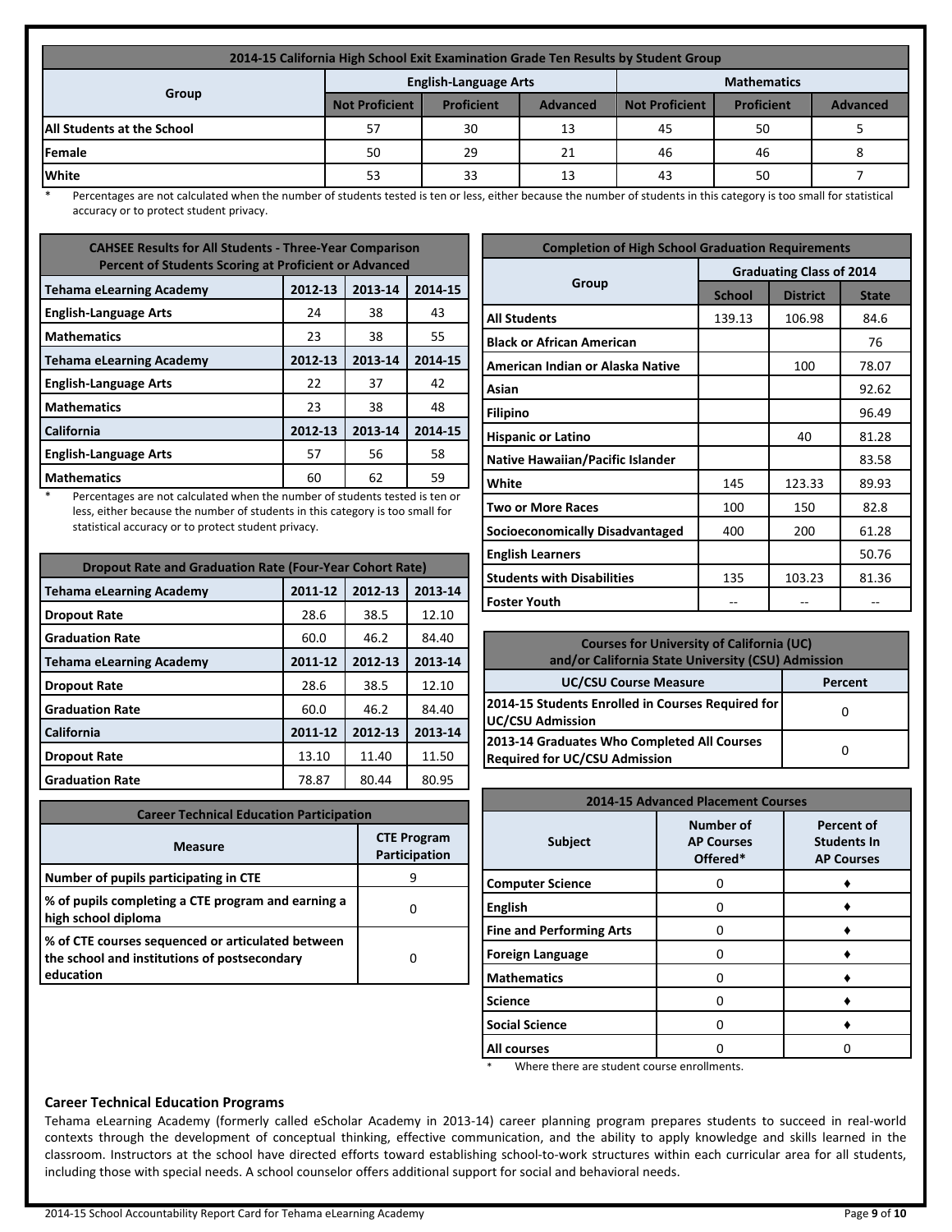| 2014-15 California High School Exit Examination Grade Ten Results by Student Group | | | | | | |
|---|---|---|---|---|---|---|
| Group | English-Language Arts | | | Mathematics | | |
| | Not Proficient | Proficient | Advanced | Not Proficient | Proficient | Advanced |
| All Students at the School | 57 | 30 | 13 | 45 | 50 | 5 |
| Female | 50 | 29 | 21 | 46 | 46 | 8 |
| White | 53 | 33 | 13 | 43 | 50 | 7 |

\* Percentages are not calculated when the number of students tested is ten or less, either because the number of students in this category is too small for statistical accuracy or to protect student privacy.

| CAHSEE Results for All Students - Three-Year Comparison<br>Percent of Students Scoring at Proficient or Advanced | | | |
|---|---|---|---|
| Tehama eLearning Academy | 2012-13 | 2013-14 | 2014-15 |
| English-Language Arts | 24 | 38 | 43 |
| Mathematics | 23 | 38 | 55 |
| Tehama eLearning Academy | 2012-13 | 2013-14 | 2014-15 |
| English-Language Arts | 22 | 37 | 42 |
| Mathematics | 23 | 38 | 48 |
| California | 2012-13 | 2013-14 | 2014-15 |
| English-Language Arts | 57 | 56 | 58 |
| Mathematics | 60 | 62 | 59 |

\* Percentages are not calculated when the number of students tested is ten or less, either because the number of students in this category is too small for statistical accuracy or to protect student privacy.

| Completion of High School Graduation Requirements | | | |
|---|---|---|---|
| Group | Graduating Class of 2014 | | |
| | School | District | State |
| All Students | 139.13 | 106.98 | 84.6 |
| Black or African American | | | 76 |
| American Indian or Alaska Native | | 100 | 78.07 |
| Asian | | | 92.62 |
| Filipino | | | 96.49 |
| Hispanic or Latino | | 40 | 81.28 |
| Native Hawaiian/Pacific Islander | | | 83.58 |
| White | 145 | 123.33 | 89.93 |
| Two or More Races | 100 | 150 | 82.8 |
| Socioeconomically Disadvantaged | 400 | 200 | 61.28 |
| English Learners | | | 50.76 |
| Students with Disabilities | 135 | 103.23 | 81.36 |
| Foster Youth | -- | -- | -- |

| Dropout Rate and Graduation Rate (Four-Year Cohort Rate) | | | |
|---|---|---|---|
| Tehama eLearning Academy | 2011-12 | 2012-13 | 2013-14 |
| Dropout Rate | 28.6 | 38.5 | 12.10 |
| Graduation Rate | 60.0 | 46.2 | 84.40 |
| Tehama eLearning Academy | 2011-12 | 2012-13 | 2013-14 |
| Dropout Rate | 28.6 | 38.5 | 12.10 |
| Graduation Rate | 60.0 | 46.2 | 84.40 |
| California | 2011-12 | 2012-13 | 2013-14 |
| Dropout Rate | 13.10 | 11.40 | 11.50 |
| Graduation Rate | 78.87 | 80.44 | 80.95 |

| Courses for University of California (UC) and/or California State University (CSU) Admission | |
|---|---|
| UC/CSU Course Measure | Percent |
| 2014-15 Students Enrolled in Courses Required for UC/CSU Admission | 0 |
| 2013-14 Graduates Who Completed All Courses Required for UC/CSU Admission | 0 |

| Career Technical Education Participation | |
|---|---|
| Measure | CTE Program Participation |
| Number of pupils participating in CTE | 9 |
| % of pupils completing a CTE program and earning a high school diploma | 0 |
| % of CTE courses sequenced or articulated between the school and institutions of postsecondary education | 0 |

| 2014-15 Advanced Placement Courses | | |
|---|---|---|
| Subject | Number of AP Courses Offered* | Percent of Students In AP Courses |
| Computer Science | 0 | ♦ |
| English | 0 | ♦ |
| Fine and Performing Arts | 0 | ♦ |
| Foreign Language | 0 | ♦ |
| Mathematics | 0 | ♦ |
| Science | 0 | ♦ |
| Social Science | 0 | ♦ |
| All courses | 0 | 0 |

\* Where there are student course enrollments.

### Career Technical Education Programs

Tehama eLearning Academy (formerly called eScholar Academy in 2013-14) career planning program prepares students to succeed in real-world contexts through the development of conceptual thinking, effective communication, and the ability to apply knowledge and skills learned in the classroom. Instructors at the school have directed efforts toward establishing school-to-work structures within each curricular area for all students, including those with special needs. A school counselor offers additional support for social and behavioral needs.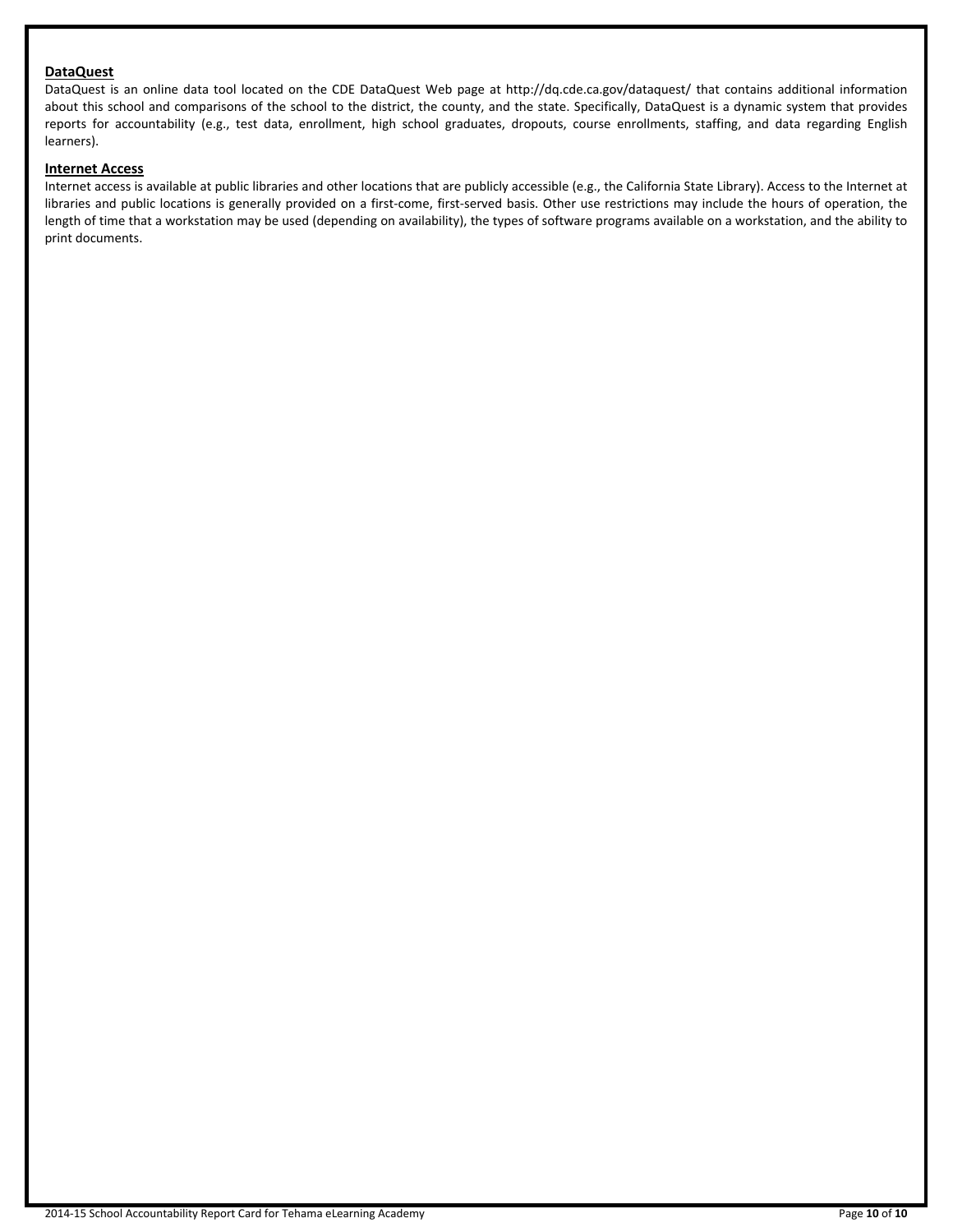**DataQuest**

DataQuest is an online data tool located on the CDE DataQuest Web page at http://dq.cde.ca.gov/dataquest/ that contains additional information about this school and comparisons of the school to the district, the county, and the state. Specifically, DataQuest is a dynamic system that provides reports for accountability (e.g., test data, enrollment, high school graduates, dropouts, course enrollments, staffing, and data regarding English learners).

**Internet Access**

Internet access is available at public libraries and other locations that are publicly accessible (e.g., the California State Library). Access to the Internet at libraries and public locations is generally provided on a first-come, first-served basis. Other use restrictions may include the hours of operation, the length of time that a workstation may be used (depending on availability), the types of software programs available on a workstation, and the ability to print documents.